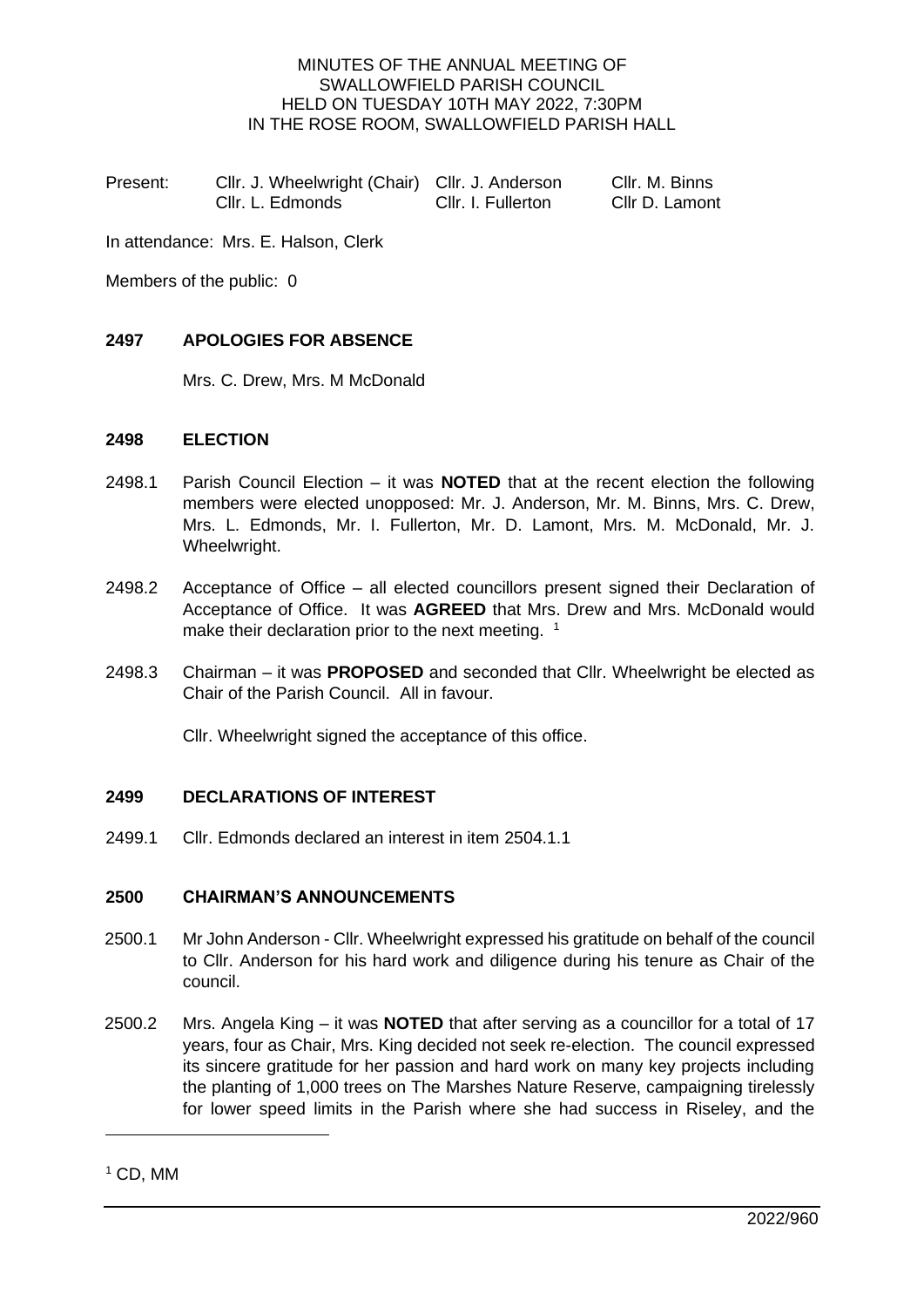MINUTES OF THE ANNUAL MEETING OF
SWALLOWFIELD PARISH COUNCIL
HELD ON TUESDAY 10TH MAY 2022, 7:30PM
IN THE ROSE ROOM, SWALLOWFIELD PARISH HALL

| Present: | Cllr. J. Wheelwright (Chair) | Cllr. J. Anderson | Cllr. M. Binns |
|---|---|---|---|
| | Cllr. L. Edmonds | Cllr. I. Fullerton | Cllr D. Lamont |

In attendance: Mrs. E. Halson, Clerk

Members of the public: 0

## 2497 APOLOGIES FOR ABSENCE

Mrs. C. Drew, Mrs. M McDonald

## 2498 ELECTION

2498.1 Parish Council Election – it was **NOTED** that at the recent election the following members were elected unopposed: Mr. J. Anderson, Mr. M. Binns, Mrs. C. Drew, Mrs. L. Edmonds, Mr. I. Fullerton, Mr. D. Lamont, Mrs. M. McDonald, Mr. J. Wheelwright.

2498.2 Acceptance of Office – all elected councillors present signed their Declaration of Acceptance of Office. It was **AGREED** that Mrs. Drew and Mrs. McDonald would make their declaration prior to the next meeting. [1]

2498.3 Chairman – it was **PROPOSED** and seconded that Cllr. Wheelwright be elected as Chair of the Parish Council. All in favour.

Cllr. Wheelwright signed the acceptance of this office.

## 2499 DECLARATIONS OF INTEREST

2499.1 Cllr. Edmonds declared an interest in item 2504.1.1

## 2500 CHAIRMAN'S ANNOUNCEMENTS

2500.1 Mr John Anderson - Cllr. Wheelwright expressed his gratitude on behalf of the council to Cllr. Anderson for his hard work and diligence during his tenure as Chair of the council.

2500.2 Mrs. Angela King – it was **NOTED** that after serving as a councillor for a total of 17 years, four as Chair, Mrs. King decided not seek re-election. The council expressed its sincere gratitude for her passion and hard work on many key projects including the planting of 1,000 trees on The Marshes Nature Reserve, campaigning tirelessly for lower speed limits in the Parish where she had success in Riseley, and the

[1] CD, MM

2022/960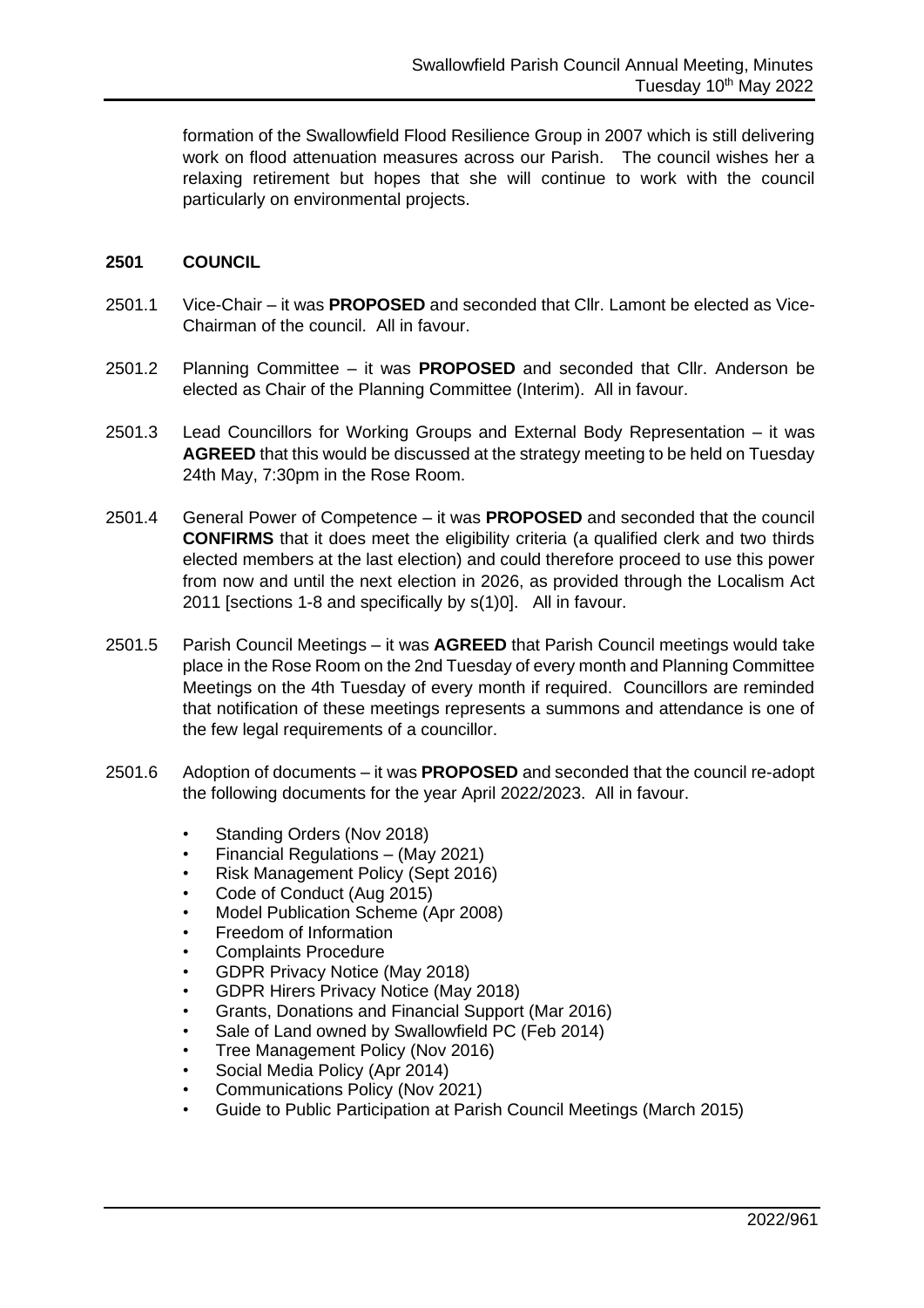formation of the Swallowfield Flood Resilience Group in 2007 which is still delivering work on flood attenuation measures across our Parish. The council wishes her a relaxing retirement but hopes that she will continue to work with the council particularly on environmental projects.

**2501 COUNCIL**

2501.1 Vice-Chair – it was **PROPOSED** and seconded that Cllr. Lamont be elected as Vice-Chairman of the council. All in favour.

2501.2 Planning Committee – it was **PROPOSED** and seconded that Cllr. Anderson be elected as Chair of the Planning Committee (Interim). All in favour.

2501.3 Lead Councillors for Working Groups and External Body Representation – it was **AGREED** that this would be discussed at the strategy meeting to be held on Tuesday 24th May, 7:30pm in the Rose Room.

2501.4 General Power of Competence – it was **PROPOSED** and seconded that the council **CONFIRMS** that it does meet the eligibility criteria (a qualified clerk and two thirds elected members at the last election) and could therefore proceed to use this power from now and until the next election in 2026, as provided through the Localism Act 2011 [sections 1-8 and specifically by s(1)0]. All in favour.

2501.5 Parish Council Meetings – it was **AGREED** that Parish Council meetings would take place in the Rose Room on the 2nd Tuesday of every month and Planning Committee Meetings on the 4th Tuesday of every month if required. Councillors are reminded that notification of these meetings represents a summons and attendance is one of the few legal requirements of a councillor.

2501.6 Adoption of documents – it was **PROPOSED** and seconded that the council re-adopt the following documents for the year April 2022/2023. All in favour.

- Standing Orders (Nov 2018)
- Financial Regulations – (May 2021)
- Risk Management Policy (Sept 2016)
- Code of Conduct (Aug 2015)
- Model Publication Scheme (Apr 2008)
- Freedom of Information
- Complaints Procedure
- GDPR Privacy Notice (May 2018)
- GDPR Hirers Privacy Notice (May 2018)
- Grants, Donations and Financial Support (Mar 2016)
- Sale of Land owned by Swallowfield PC (Feb 2014)
- Tree Management Policy (Nov 2016)
- Social Media Policy (Apr 2014)
- Communications Policy (Nov 2021)
- Guide to Public Participation at Parish Council Meetings (March 2015)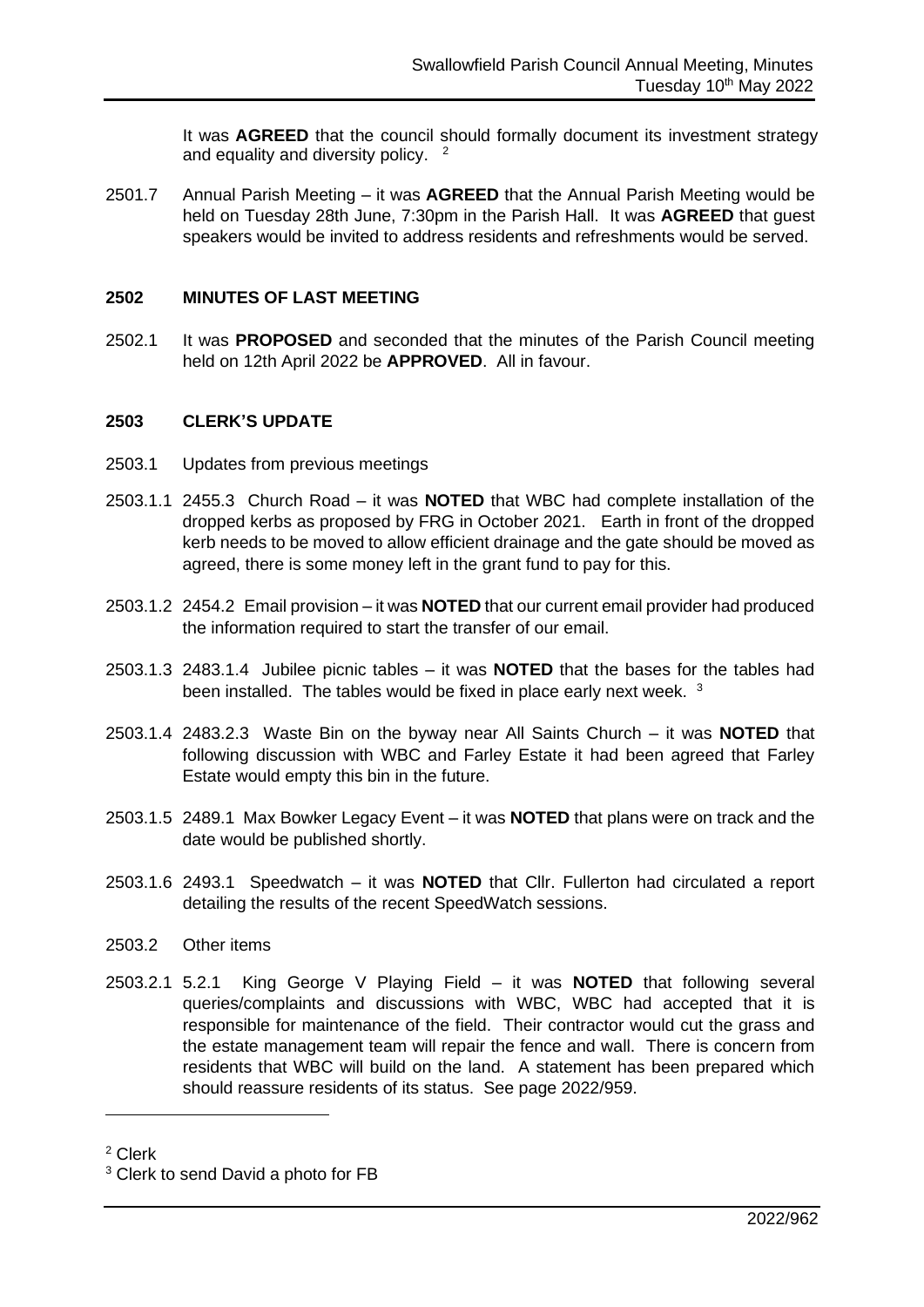It was **AGREED** that the council should formally document its investment strategy and equality and diversity policy. [2]

2501.7 Annual Parish Meeting – it was **AGREED** that the Annual Parish Meeting would be held on Tuesday 28th June, 7:30pm in the Parish Hall. It was **AGREED** that guest speakers would be invited to address residents and refreshments would be served.

## 2502 MINUTES OF LAST MEETING

2502.1 It was **PROPOSED** and seconded that the minutes of the Parish Council meeting held on 12th April 2022 be **APPROVED**. All in favour.

## 2503 CLERK'S UPDATE

2503.1 Updates from previous meetings

2503.1.1 2455.3 Church Road – it was **NOTED** that WBC had complete installation of the dropped kerbs as proposed by FRG in October 2021. Earth in front of the dropped kerb needs to be moved to allow efficient drainage and the gate should be moved as agreed, there is some money left in the grant fund to pay for this.

2503.1.2 2454.2 Email provision – it was **NOTED** that our current email provider had produced the information required to start the transfer of our email.

2503.1.3 2483.1.4 Jubilee picnic tables – it was **NOTED** that the bases for the tables had been installed. The tables would be fixed in place early next week. [3]

2503.1.4 2483.2.3 Waste Bin on the byway near All Saints Church – it was **NOTED** that following discussion with WBC and Farley Estate it had been agreed that Farley Estate would empty this bin in the future.

2503.1.5 2489.1 Max Bowker Legacy Event – it was **NOTED** that plans were on track and the date would be published shortly.

2503.1.6 2493.1 Speedwatch – it was **NOTED** that Cllr. Fullerton had circulated a report detailing the results of the recent SpeedWatch sessions.

2503.2 Other items

2503.2.1 5.2.1 King George V Playing Field – it was **NOTED** that following several queries/complaints and discussions with WBC, WBC had accepted that it is responsible for maintenance of the field. Their contractor would cut the grass and the estate management team will repair the fence and wall. There is concern from residents that WBC will build on the land. A statement has been prepared which should reassure residents of its status. See page 2022/959.

---

[2] Clerk

[3] Clerk to send David a photo for FB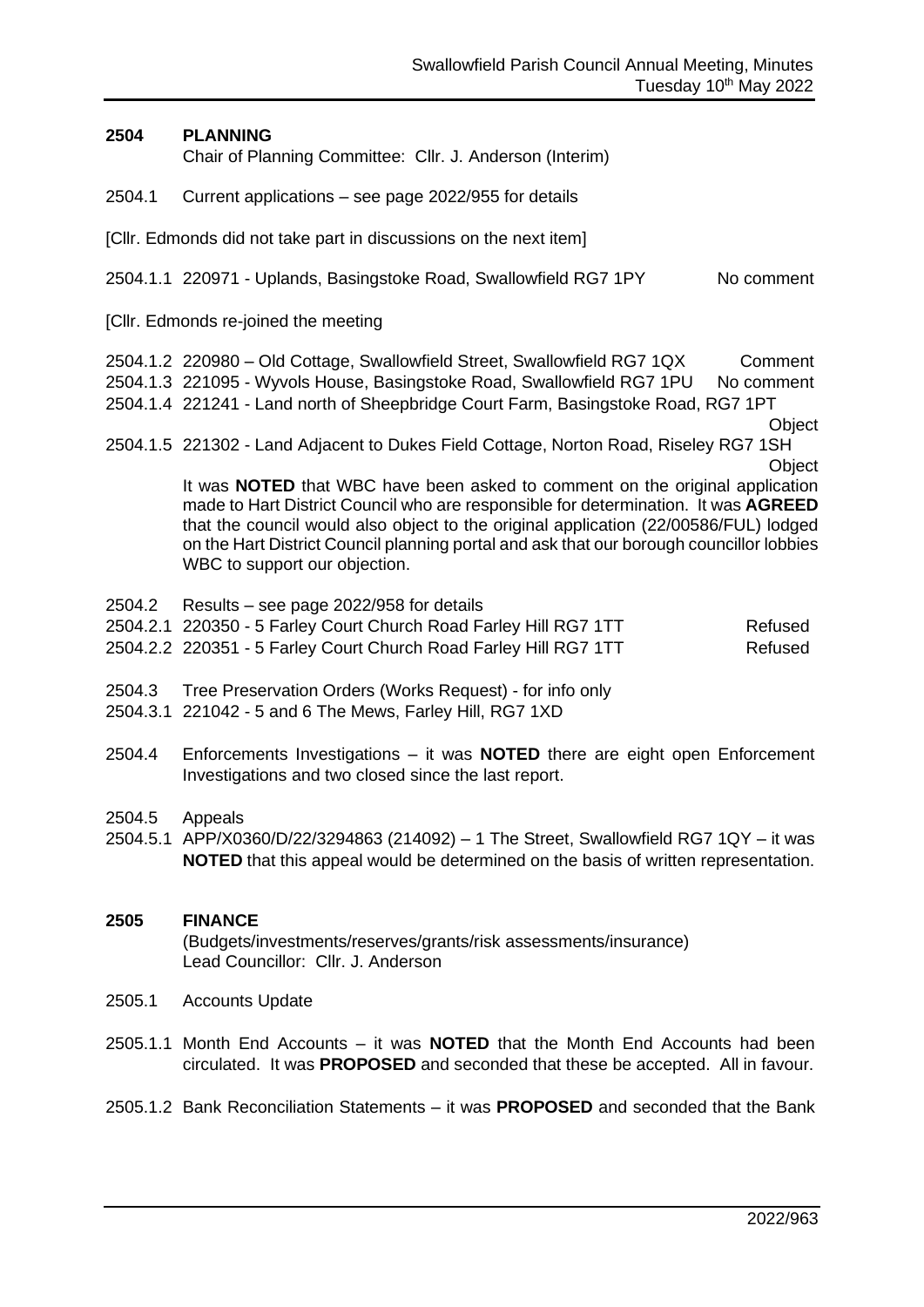## 2504 PLANNING

Chair of Planning Committee: Cllr. J. Anderson (Interim)

2504.1 Current applications – see page 2022/955 for details

[Cllr. Edmonds did not take part in discussions on the next item]

2504.1.1 220971 - Uplands, Basingstoke Road, Swallowfield RG7 1PY — No comment

[Cllr. Edmonds re-joined the meeting

2504.1.2 220980 – Old Cottage, Swallowfield Street, Swallowfield RG7 1QX — Comment

2504.1.3 221095 - Wyvols House, Basingstoke Road, Swallowfield RG7 1PU — No comment

2504.1.4 221241 - Land north of Sheepbridge Court Farm, Basingstoke Road, RG7 1PT — Object

2504.1.5 221302 - Land Adjacent to Dukes Field Cottage, Norton Road, Riseley RG7 1SH — Object

It was **NOTED** that WBC have been asked to comment on the original application made to Hart District Council who are responsible for determination. It was **AGREED** that the council would also object to the original application (22/00586/FUL) lodged on the Hart District Council planning portal and ask that our borough councillor lobbies WBC to support our objection.

2504.2 Results – see page 2022/958 for details

2504.2.1 220350 - 5 Farley Court Church Road Farley Hill RG7 1TT — Refused

2504.2.2 220351 - 5 Farley Court Church Road Farley Hill RG7 1TT — Refused

2504.3 Tree Preservation Orders (Works Request) - for info only

2504.3.1 221042 - 5 and 6 The Mews, Farley Hill, RG7 1XD

2504.4 Enforcements Investigations – it was **NOTED** there are eight open Enforcement Investigations and two closed since the last report.

2504.5 Appeals

2504.5.1 APP/X0360/D/22/3294863 (214092) – 1 The Street, Swallowfield RG7 1QY – it was **NOTED** that this appeal would be determined on the basis of written representation.

## 2505 FINANCE

(Budgets/investments/reserves/grants/risk assessments/insurance)
Lead Councillor: Cllr. J. Anderson

2505.1 Accounts Update

2505.1.1 Month End Accounts – it was **NOTED** that the Month End Accounts had been circulated. It was **PROPOSED** and seconded that these be accepted. All in favour.

2505.1.2 Bank Reconciliation Statements – it was **PROPOSED** and seconded that the Bank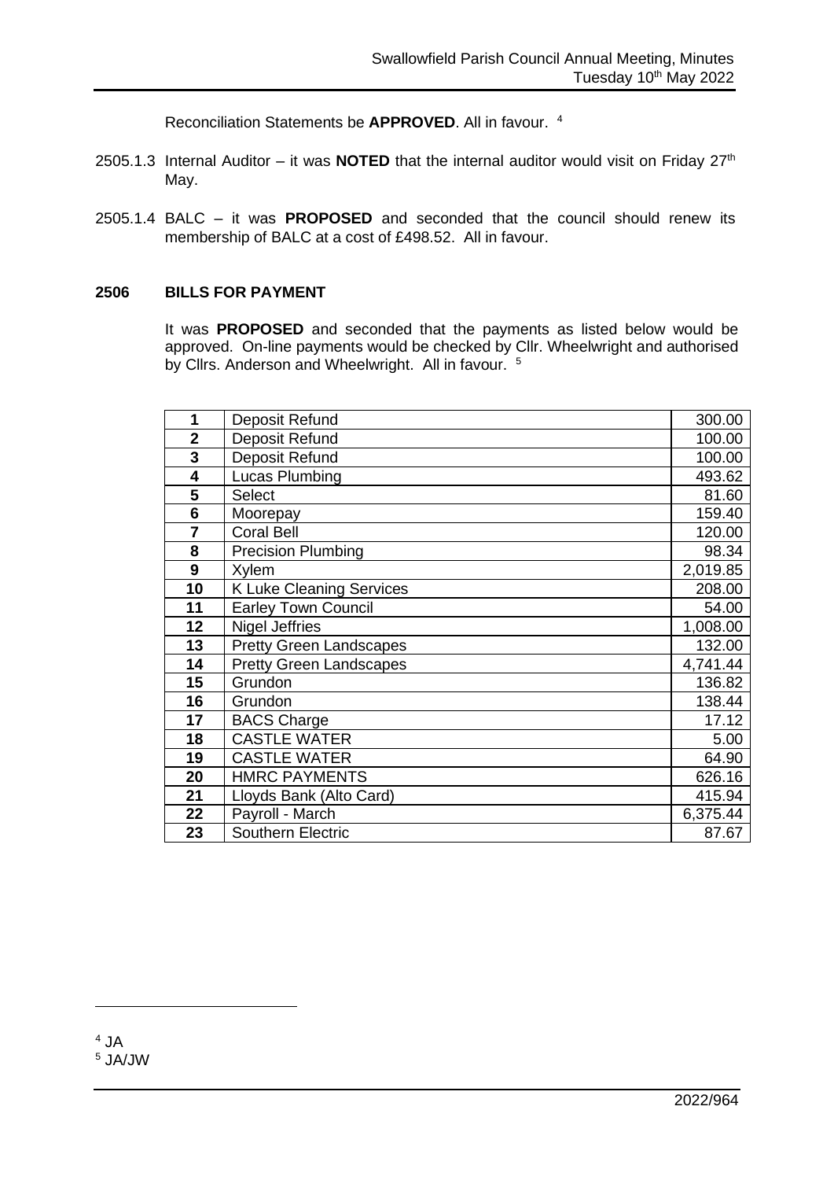Reconciliation Statements be **APPROVED**. All in favour. [4]

2505.1.3 Internal Auditor – it was **NOTED** that the internal auditor would visit on Friday 27th May.

2505.1.4 BALC – it was **PROPOSED** and seconded that the council should renew its membership of BALC at a cost of £498.52. All in favour.

## 2506 BILLS FOR PAYMENT

It was **PROPOSED** and seconded that the payments as listed below would be approved. On-line payments would be checked by Cllr. Wheelwright and authorised by Cllrs. Anderson and Wheelwright. All in favour. [5]

| | | |
|---|---|---|
| **1** | Deposit Refund | 300.00 |
| **2** | Deposit Refund | 100.00 |
| **3** | Deposit Refund | 100.00 |
| **4** | Lucas Plumbing | 493.62 |
| **5** | Select | 81.60 |
| **6** | Moorepay | 159.40 |
| **7** | Coral Bell | 120.00 |
| **8** | Precision Plumbing | 98.34 |
| **9** | Xylem | 2,019.85 |
| **10** | K Luke Cleaning Services | 208.00 |
| **11** | Earley Town Council | 54.00 |
| **12** | Nigel Jeffries | 1,008.00 |
| **13** | Pretty Green Landscapes | 132.00 |
| **14** | Pretty Green Landscapes | 4,741.44 |
| **15** | Grundon | 136.82 |
| **16** | Grundon | 138.44 |
| **17** | BACS Charge | 17.12 |
| **18** | CASTLE WATER | 5.00 |
| **19** | CASTLE WATER | 64.90 |
| **20** | HMRC PAYMENTS | 626.16 |
| **21** | Lloyds Bank (Alto Card) | 415.94 |
| **22** | Payroll - March | 6,375.44 |
| **23** | Southern Electric | 87.67 |

[4] JA
[5] JA/JW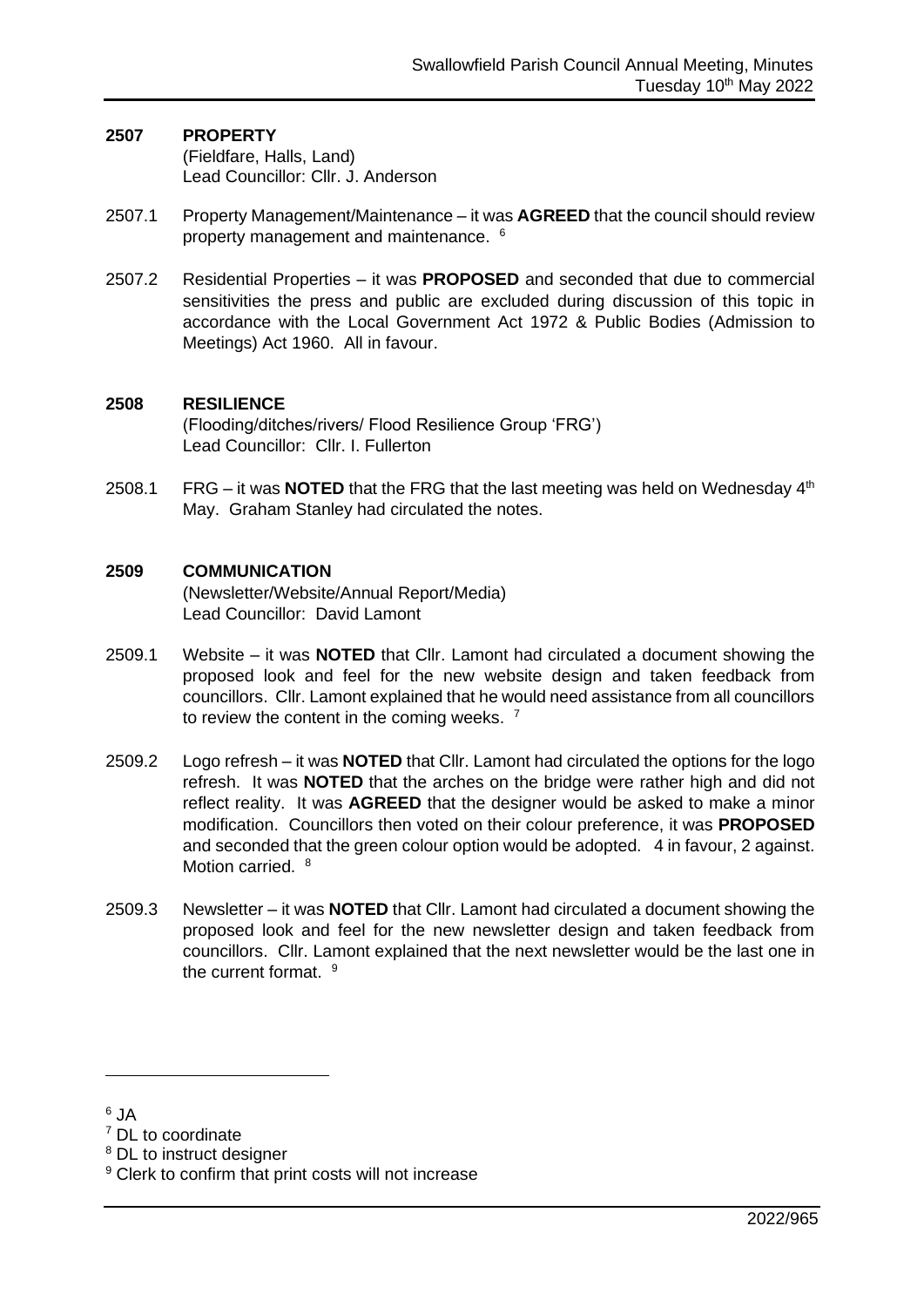## 2507 PROPERTY

(Fieldfare, Halls, Land)
Lead Councillor: Cllr. J. Anderson

2507.1 Property Management/Maintenance – it was **AGREED** that the council should review property management and maintenance. [6]

2507.2 Residential Properties – it was **PROPOSED** and seconded that due to commercial sensitivities the press and public are excluded during discussion of this topic in accordance with the Local Government Act 1972 & Public Bodies (Admission to Meetings) Act 1960. All in favour.

## 2508 RESILIENCE

(Flooding/ditches/rivers/ Flood Resilience Group 'FRG')
Lead Councillor: Cllr. I. Fullerton

2508.1 FRG – it was **NOTED** that the FRG that the last meeting was held on Wednesday 4th May. Graham Stanley had circulated the notes.

## 2509 COMMUNICATION

(Newsletter/Website/Annual Report/Media)
Lead Councillor: David Lamont

2509.1 Website – it was **NOTED** that Cllr. Lamont had circulated a document showing the proposed look and feel for the new website design and taken feedback from councillors. Cllr. Lamont explained that he would need assistance from all councillors to review the content in the coming weeks. [7]

2509.2 Logo refresh – it was **NOTED** that Cllr. Lamont had circulated the options for the logo refresh. It was **NOTED** that the arches on the bridge were rather high and did not reflect reality. It was **AGREED** that the designer would be asked to make a minor modification. Councillors then voted on their colour preference, it was **PROPOSED** and seconded that the green colour option would be adopted. 4 in favour, 2 against. Motion carried. [8]

2509.3 Newsletter – it was **NOTED** that Cllr. Lamont had circulated a document showing the proposed look and feel for the new newsletter design and taken feedback from councillors. Cllr. Lamont explained that the next newsletter would be the last one in the current format. [9]

---

[6] JA
[7] DL to coordinate
[8] DL to instruct designer
[9] Clerk to confirm that print costs will not increase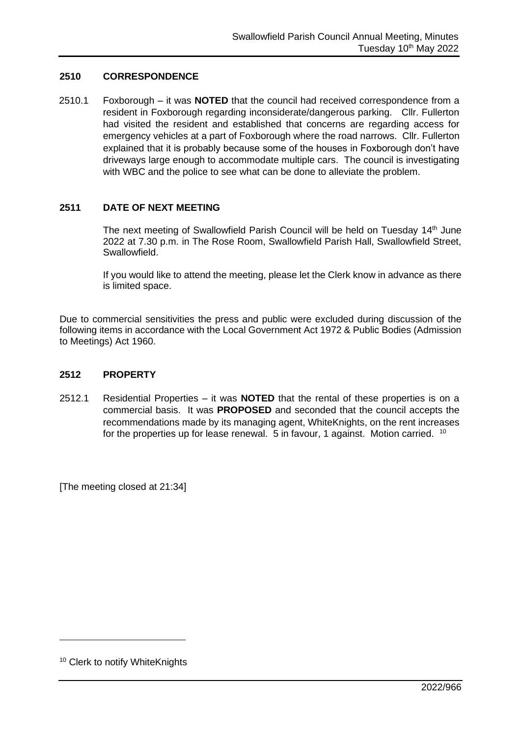## 2510 CORRESPONDENCE

2510.1 Foxborough – it was **NOTED** that the council had received correspondence from a resident in Foxborough regarding inconsiderate/dangerous parking. Cllr. Fullerton had visited the resident and established that concerns are regarding access for emergency vehicles at a part of Foxborough where the road narrows. Cllr. Fullerton explained that it is probably because some of the houses in Foxborough don't have driveways large enough to accommodate multiple cars. The council is investigating with WBC and the police to see what can be done to alleviate the problem.

## 2511 DATE OF NEXT MEETING

The next meeting of Swallowfield Parish Council will be held on Tuesday 14th June 2022 at 7.30 p.m. in The Rose Room, Swallowfield Parish Hall, Swallowfield Street, Swallowfield.

If you would like to attend the meeting, please let the Clerk know in advance as there is limited space.

Due to commercial sensitivities the press and public were excluded during discussion of the following items in accordance with the Local Government Act 1972 & Public Bodies (Admission to Meetings) Act 1960.

## 2512 PROPERTY

2512.1 Residential Properties – it was **NOTED** that the rental of these properties is on a commercial basis. It was **PROPOSED** and seconded that the council accepts the recommendations made by its managing agent, WhiteKnights, on the rent increases for the properties up for lease renewal. 5 in favour, 1 against. Motion carried. [10]

[The meeting closed at 21:34]

[10] Clerk to notify WhiteKnights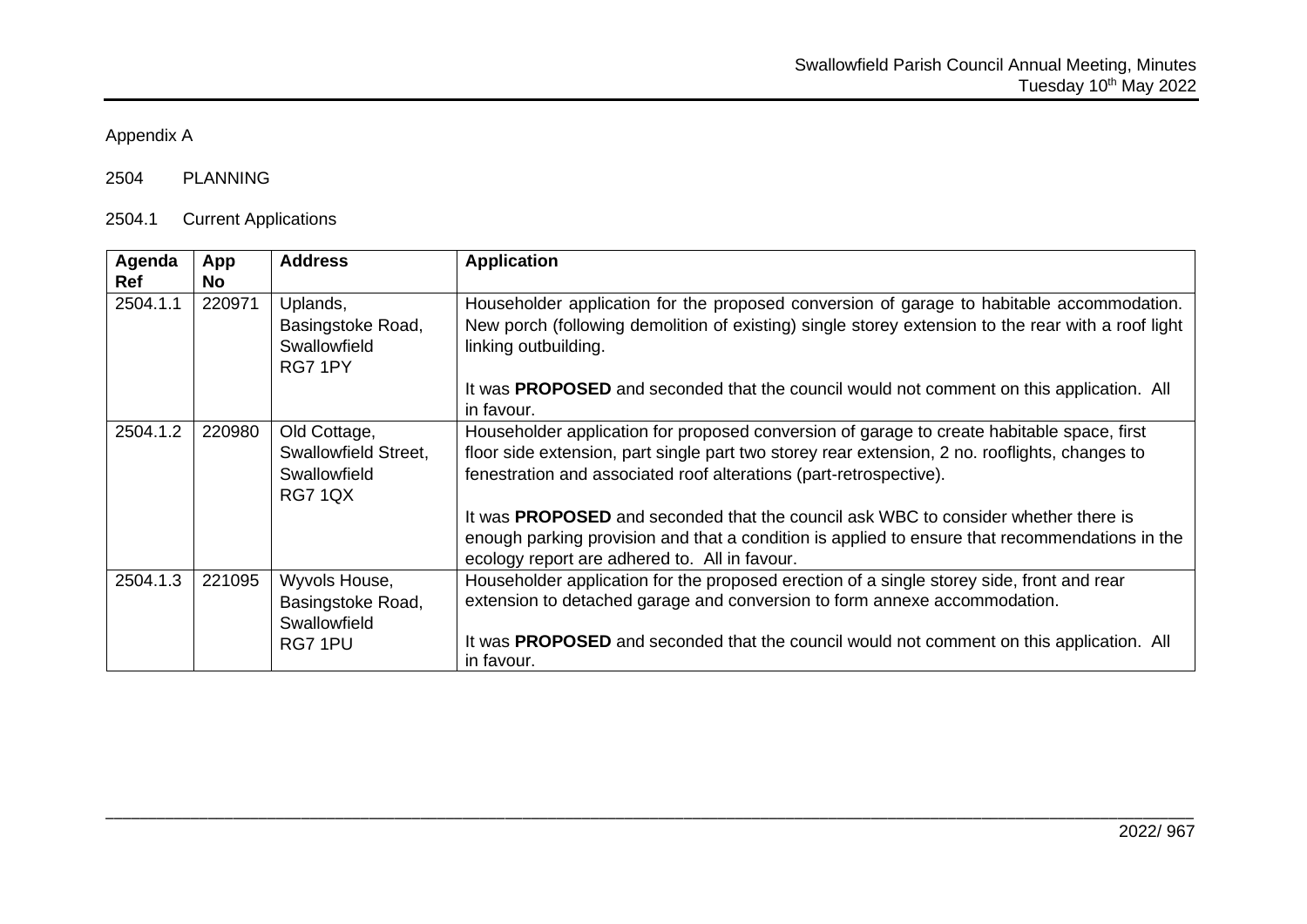Appendix A

2504 PLANNING

2504.1 Current Applications

| Agenda Ref | App No | Address | Application |
|---|---|---|---|
| 2504.1.1 | 220971 | Uplands, Basingstoke Road, Swallowfield RG7 1PY | Householder application for the proposed conversion of garage to habitable accommodation. New porch (following demolition of existing) single storey extension to the rear with a roof light linking outbuilding.<br><br>It was **PROPOSED** and seconded that the council would not comment on this application. All in favour. |
| 2504.1.2 | 220980 | Old Cottage, Swallowfield Street, Swallowfield RG7 1QX | Householder application for proposed conversion of garage to create habitable space, first floor side extension, part single part two storey rear extension, 2 no. rooflights, changes to fenestration and associated roof alterations (part-retrospective).<br><br>It was **PROPOSED** and seconded that the council ask WBC to consider whether there is enough parking provision and that a condition is applied to ensure that recommendations in the ecology report are adhered to. All in favour. |
| 2504.1.3 | 221095 | Wyvols House, Basingstoke Road, Swallowfield RG7 1PU | Householder application for the proposed erection of a single storey side, front and rear extension to detached garage and conversion to form annexe accommodation.<br><br>It was **PROPOSED** and seconded that the council would not comment on this application. All in favour. |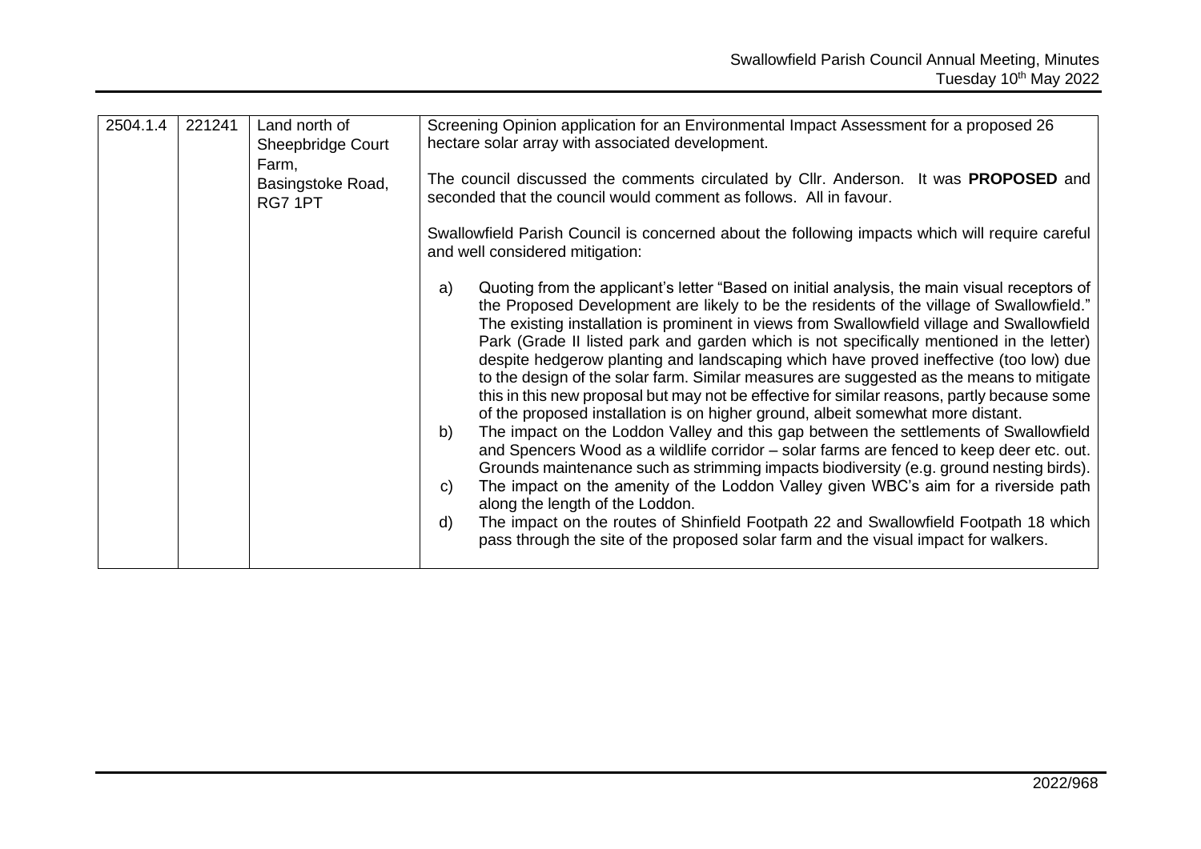| | | | |
|---|---|---|---|
| 2504.1.4 | 221241 | Land north of Sheepbridge Court Farm, Basingstoke Road, RG7 1PT | Screening Opinion application for an Environmental Impact Assessment for a proposed 26 hectare solar array with associated development.<br><br>The council discussed the comments circulated by Cllr. Anderson. It was **PROPOSED** and seconded that the council would comment as follows. All in favour.<br><br>Swallowfield Parish Council is concerned about the following impacts which will require careful and well considered mitigation:<br><br>a) Quoting from the applicant's letter "Based on initial analysis, the main visual receptors of the Proposed Development are likely to be the residents of the village of Swallowfield." The existing installation is prominent in views from Swallowfield village and Swallowfield Park (Grade II listed park and garden which is not specifically mentioned in the letter) despite hedgerow planting and landscaping which have proved ineffective (too low) due to the design of the solar farm. Similar measures are suggested as the means to mitigate this in this new proposal but may not be effective for similar reasons, partly because some of the proposed installation is on higher ground, albeit somewhat more distant.<br>b) The impact on the Loddon Valley and this gap between the settlements of Swallowfield and Spencers Wood as a wildlife corridor – solar farms are fenced to keep deer etc. out. Grounds maintenance such as strimming impacts biodiversity (e.g. ground nesting birds).<br>c) The impact on the amenity of the Loddon Valley given WBC's aim for a riverside path along the length of the Loddon.<br>d) The impact on the routes of Shinfield Footpath 22 and Swallowfield Footpath 18 which pass through the site of the proposed solar farm and the visual impact for walkers. |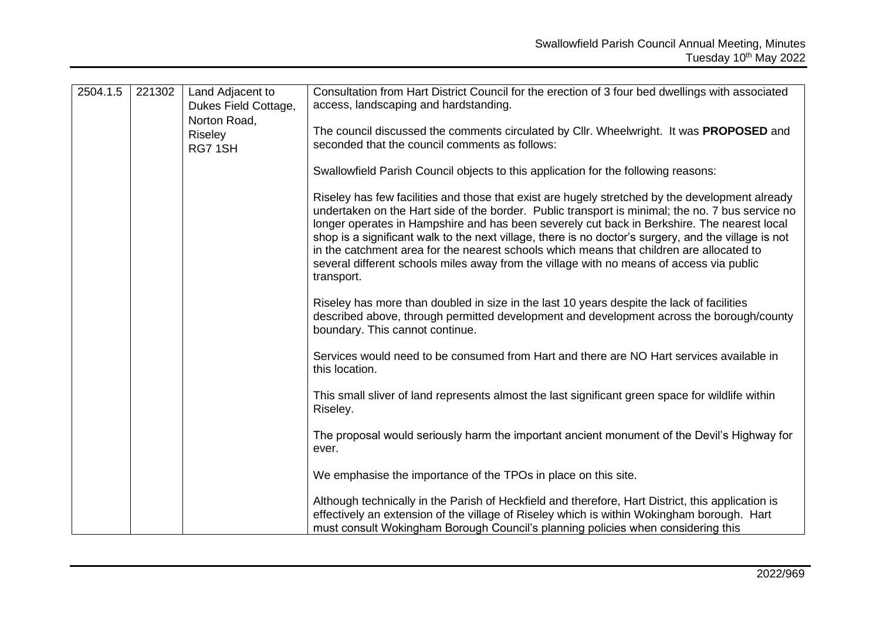| | | | |
|---|---|---|---|
| 2504.1.5 | 221302 | Land Adjacent to Dukes Field Cottage, Norton Road, Riseley RG7 1SH | Consultation from Hart District Council for the erection of 3 four bed dwellings with associated access, landscaping and hardstanding.<br><br>The council discussed the comments circulated by Cllr. Wheelwright. It was **PROPOSED** and seconded that the council comments as follows:<br><br>Swallowfield Parish Council objects to this application for the following reasons:<br><br>Riseley has few facilities and those that exist are hugely stretched by the development already undertaken on the Hart side of the border. Public transport is minimal; the no. 7 bus service no longer operates in Hampshire and has been severely cut back in Berkshire. The nearest local shop is a significant walk to the next village, there is no doctor's surgery, and the village is not in the catchment area for the nearest schools which means that children are allocated to several different schools miles away from the village with no means of access via public transport.<br><br>Riseley has more than doubled in size in the last 10 years despite the lack of facilities described above, through permitted development and development across the borough/county boundary. This cannot continue.<br><br>Services would need to be consumed from Hart and there are NO Hart services available in this location.<br><br>This small sliver of land represents almost the last significant green space for wildlife within Riseley.<br><br>The proposal would seriously harm the important ancient monument of the Devil's Highway for ever.<br><br>We emphasise the importance of the TPOs in place on this site.<br><br>Although technically in the Parish of Heckfield and therefore, Hart District, this application is effectively an extension of the village of Riseley which is within Wokingham borough. Hart must consult Wokingham Borough Council's planning policies when considering this |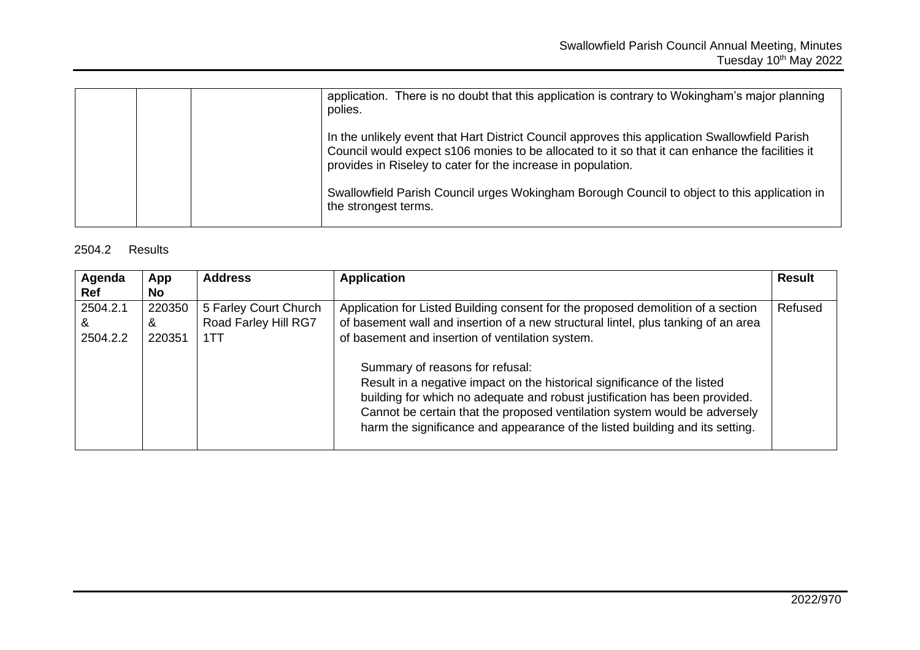| | | | |
|---|---|---|---|
| | | | application. There is no doubt that this application is contrary to Wokingham's major planning polies.<br><br>In the unlikely event that Hart District Council approves this application Swallowfield Parish Council would expect s106 monies to be allocated to it so that it can enhance the facilities it provides in Riseley to cater for the increase in population.<br><br>Swallowfield Parish Council urges Wokingham Borough Council to object to this application in the strongest terms. |

2504.2 Results

| Agenda Ref | App No | Address | Application | Result |
|---|---|---|---|---|
| 2504.2.1 & 2504.2.2 | 220350 & 220351 | 5 Farley Court Church Road Farley Hill RG7 1TT | Application for Listed Building consent for the proposed demolition of a section of basement wall and insertion of a new structural lintel, plus tanking of an area of basement and insertion of ventilation system.<br><br>Summary of reasons for refusal:<br>Result in a negative impact on the historical significance of the listed building for which no adequate and robust justification has been provided. Cannot be certain that the proposed ventilation system would be adversely harm the significance and appearance of the listed building and its setting. | Refused |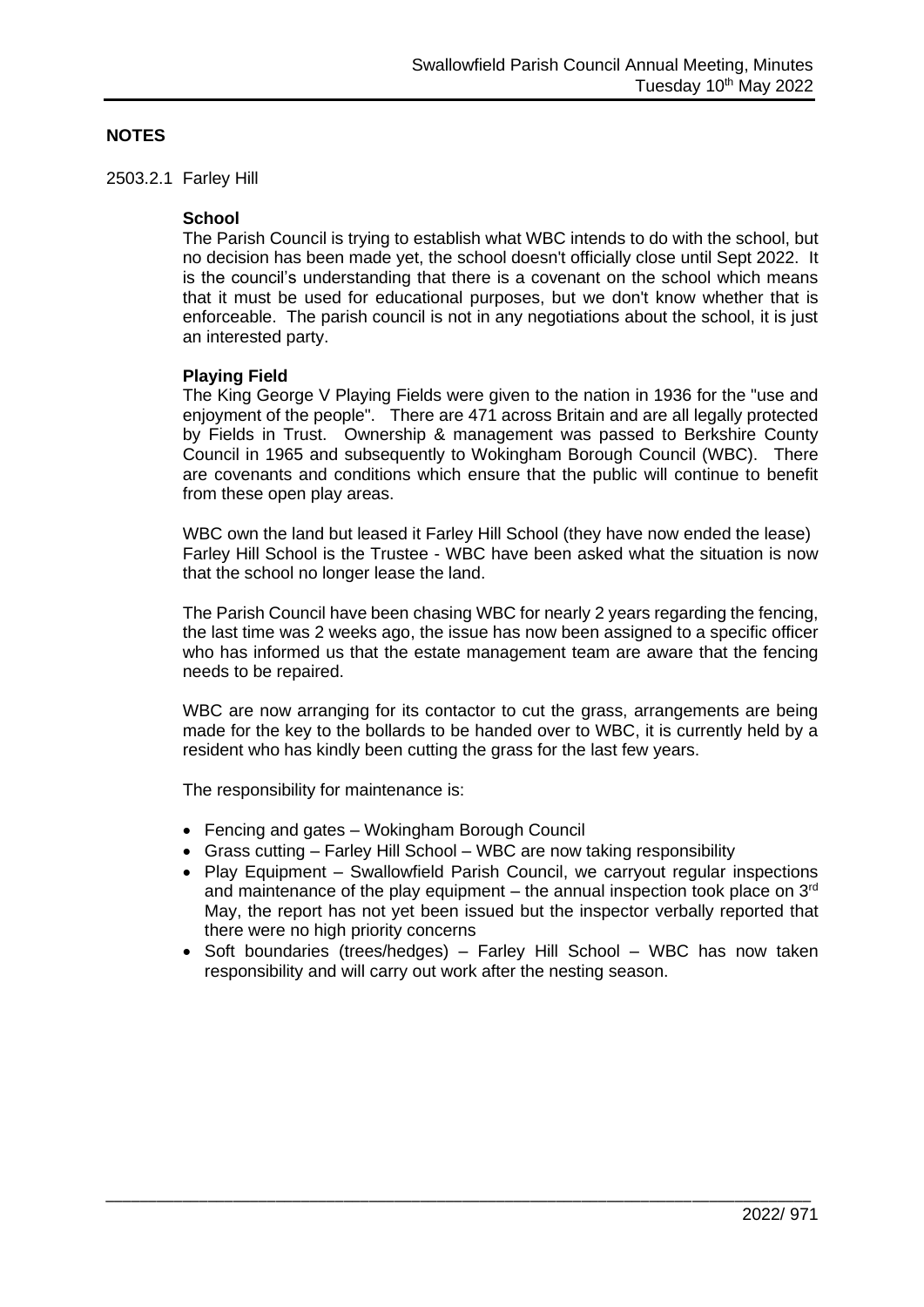## NOTES

2503.2.1 Farley Hill

**School**

The Parish Council is trying to establish what WBC intends to do with the school, but no decision has been made yet, the school doesn't officially close until Sept 2022. It is the council's understanding that there is a covenant on the school which means that it must be used for educational purposes, but we don't know whether that is enforceable. The parish council is not in any negotiations about the school, it is just an interested party.

**Playing Field**

The King George V Playing Fields were given to the nation in 1936 for the "use and enjoyment of the people". There are 471 across Britain and are all legally protected by Fields in Trust. Ownership & management was passed to Berkshire County Council in 1965 and subsequently to Wokingham Borough Council (WBC). There are covenants and conditions which ensure that the public will continue to benefit from these open play areas.

WBC own the land but leased it Farley Hill School (they have now ended the lease) Farley Hill School is the Trustee - WBC have been asked what the situation is now that the school no longer lease the land.

The Parish Council have been chasing WBC for nearly 2 years regarding the fencing, the last time was 2 weeks ago, the issue has now been assigned to a specific officer who has informed us that the estate management team are aware that the fencing needs to be repaired.

WBC are now arranging for its contactor to cut the grass, arrangements are being made for the key to the bollards to be handed over to WBC, it is currently held by a resident who has kindly been cutting the grass for the last few years.

The responsibility for maintenance is:

- Fencing and gates – Wokingham Borough Council
- Grass cutting – Farley Hill School – WBC are now taking responsibility
- Play Equipment – Swallowfield Parish Council, we carryout regular inspections and maintenance of the play equipment – the annual inspection took place on 3rd May, the report has not yet been issued but the inspector verbally reported that there were no high priority concerns
- Soft boundaries (trees/hedges) – Farley Hill School – WBC has now taken responsibility and will carry out work after the nesting season.